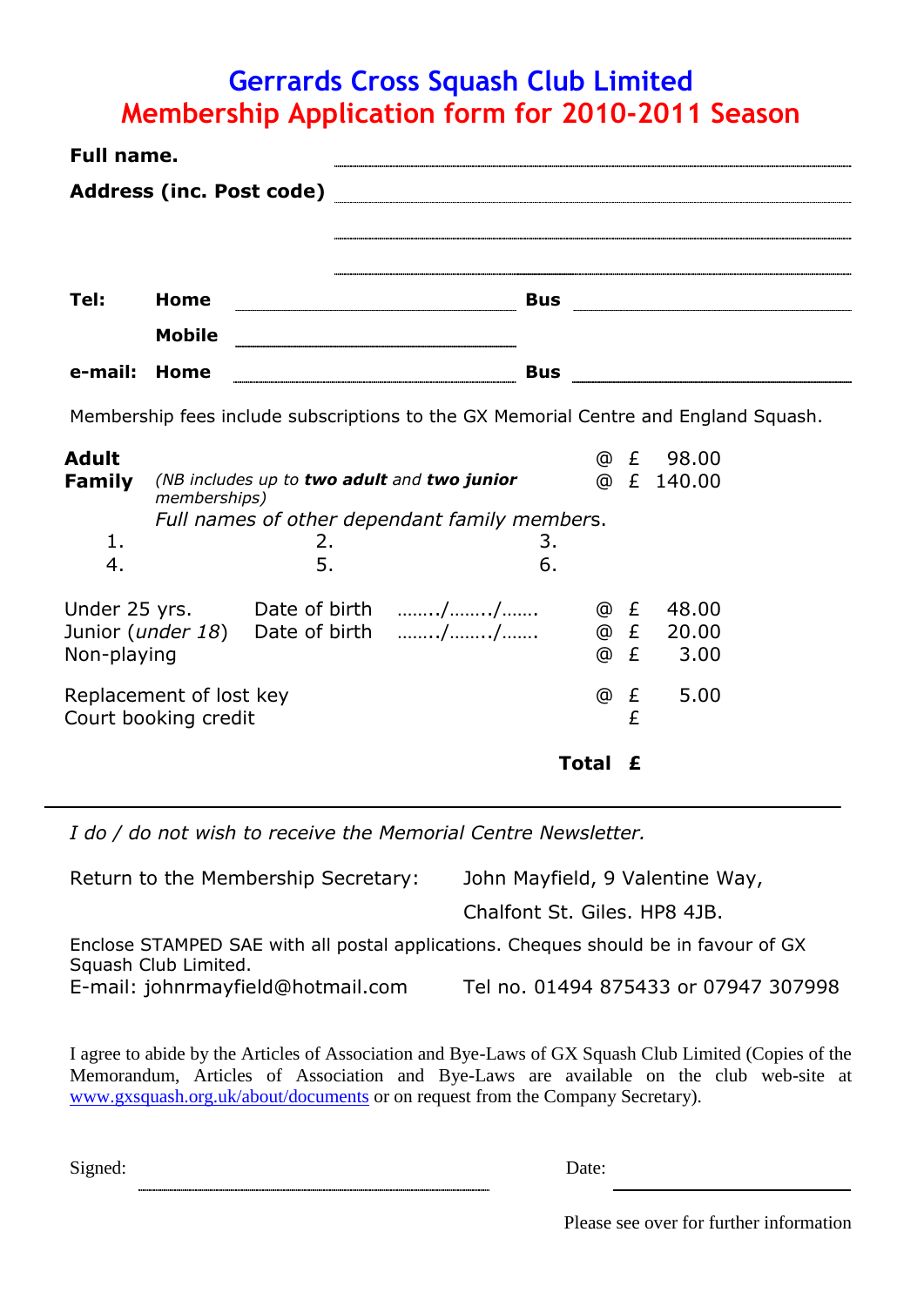# Gerrards Cross Squash Club Limited

## Membership Application form for 2010-2011 Season

**Full name.** ..............................................................

**Address (inc. Post code)** ..............................................................

..............................................................

..............................................................

**Tel:** **Home** ______________________ **Bus** ______________________

**Mobile** ______________________

**e-mail:** **Home** ______________________ **Bus** ______________________

Membership fees include subscriptions to the GX Memorial Centre and England Squash.

| | | | |
|---|---|---|---|
| **Adult** | | @ £ | 98.00 |
| **Family** | *(NB includes up to **two adult** and **two junior** memberships)* | @ £ | 140.00 |

*Full names of other dependant family members.*

| | | |
|---|---|---|
| 1. | 2. | 3. |
| 4. | 5. | 6. |

| | | | | |
|---|---|---|---|---|
| Under 25 yrs. | Date of birth | ......./......./....... | @ £ | 48.00 |
| Junior (*under 18*) | Date of birth | ......./......./....... | @ £ | 20.00 |
| Non-playing | | | @ £ | 3.00 |
| Replacement of lost key | | | @ £ | 5.00 |
| Court booking credit | | | £ | |
| | | **Total** | **£** | |

---

*I do / do not wish to receive the Memorial Centre Newsletter.*

Return to the Membership Secretary: John Mayfield, 9 Valentine Way, Chalfont St. Giles. HP8 4JB.

Enclose STAMPED SAE with all postal applications. Cheques should be in favour of GX Squash Club Limited.

E-mail: johnrmayfield@hotmail.com Tel no. 01494 875433 or 07947 307998

I agree to abide by the Articles of Association and Bye-Laws of GX Squash Club Limited (Copies of the Memorandum, Articles of Association and Bye-Laws are available on the club web-site at www.gxsquash.org.uk/about/documents or on request from the Company Secretary).

Signed: .............................................................. Date: ______________________

Please see over for further information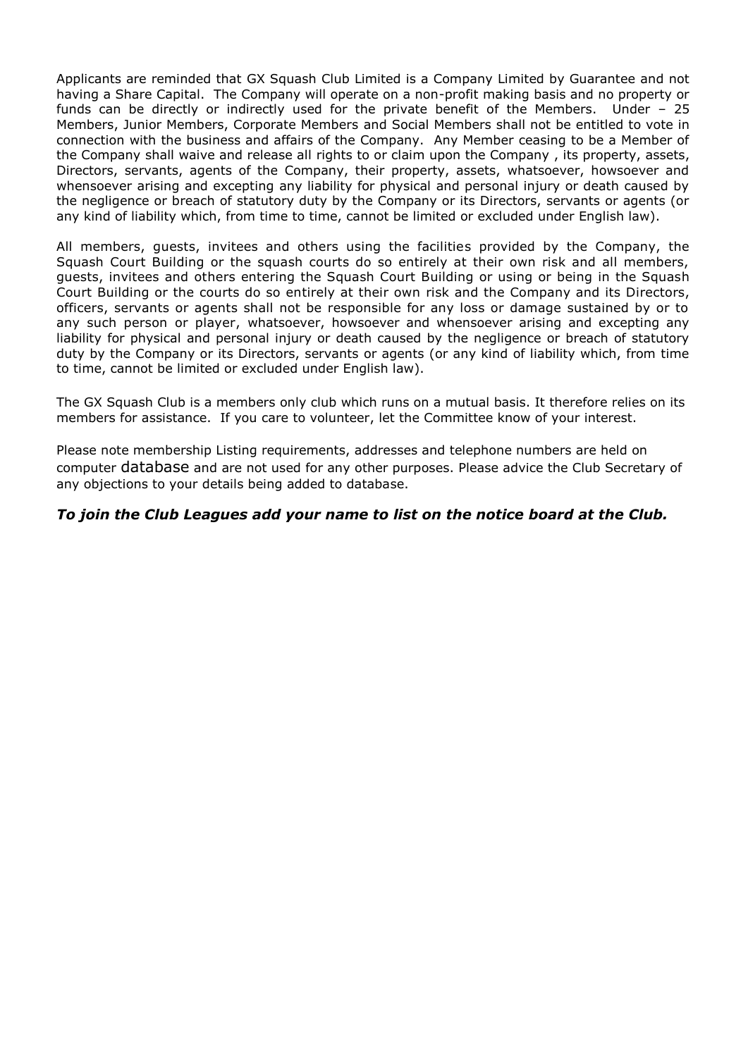Applicants are reminded that GX Squash Club Limited is a Company Limited by Guarantee and not having a Share Capital. The Company will operate on a non-profit making basis and no property or funds can be directly or indirectly used for the private benefit of the Members. Under – 25 Members, Junior Members, Corporate Members and Social Members shall not be entitled to vote in connection with the business and affairs of the Company. Any Member ceasing to be a Member of the Company shall waive and release all rights to or claim upon the Company , its property, assets, Directors, servants, agents of the Company, their property, assets, whatsoever, howsoever and whensoever arising and excepting any liability for physical and personal injury or death caused by the negligence or breach of statutory duty by the Company or its Directors, servants or agents (or any kind of liability which, from time to time, cannot be limited or excluded under English law).

All members, guests, invitees and others using the facilities provided by the Company, the Squash Court Building or the squash courts do so entirely at their own risk and all members, guests, invitees and others entering the Squash Court Building or using or being in the Squash Court Building or the courts do so entirely at their own risk and the Company and its Directors, officers, servants or agents shall not be responsible for any loss or damage sustained by or to any such person or player, whatsoever, howsoever and whensoever arising and excepting any liability for physical and personal injury or death caused by the negligence or breach of statutory duty by the Company or its Directors, servants or agents (or any kind of liability which, from time to time, cannot be limited or excluded under English law).

The GX Squash Club is a members only club which runs on a mutual basis. It therefore relies on its members for assistance. If you care to volunteer, let the Committee know of your interest.

Please note membership Listing requirements, addresses and telephone numbers are held on computer database and are not used for any other purposes. Please advice the Club Secretary of any objections to your details being added to database.

***To join the Club Leagues add your name to list on the notice board at the Club.***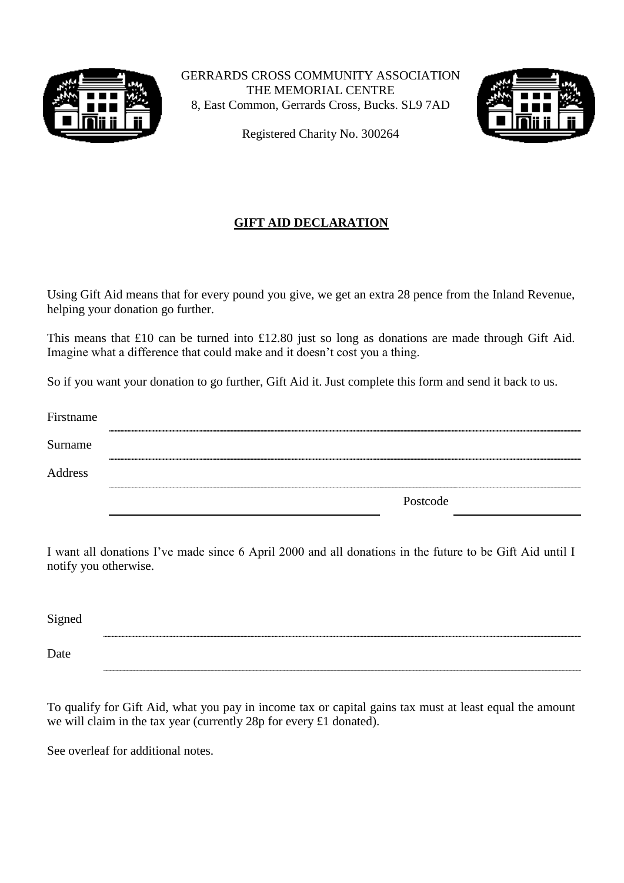GERRARDS CROSS COMMUNITY ASSOCIATION
THE MEMORIAL CENTRE
8, East Common, Gerrards Cross, Bucks. SL9 7AD

Registered Charity No. 300264

## **GIFT AID DECLARATION**

Using Gift Aid means that for every pound you give, we get an extra 28 pence from the Inland Revenue, helping your donation go further.

This means that £10 can be turned into £12.80 just so long as donations are made through Gift Aid. Imagine what a difference that could make and it doesn't cost you a thing.

So if you want your donation to go further, Gift Aid it. Just complete this form and send it back to us.

Firstname ..............................................................................

Surname ..............................................................................

Address ..............................................................................

______________________________ Postcode ______________

I want all donations I've made since 6 April 2000 and all donations in the future to be Gift Aid until I notify you otherwise.

Signed ..............................................................................

Date ..............................................................................

To qualify for Gift Aid, what you pay in income tax or capital gains tax must at least equal the amount we will claim in the tax year (currently 28p for every £1 donated).

See overleaf for additional notes.